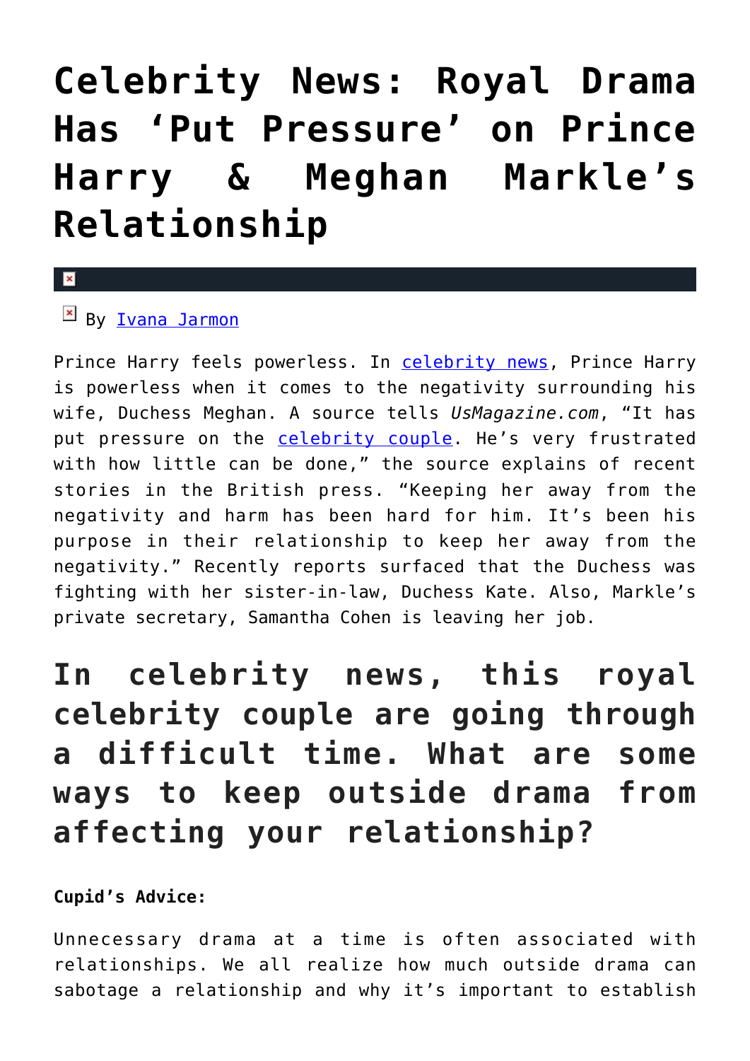# Celebrity News: Royal Drama Has 'Put Pressure' on Prince Harry & Meghan Markle's Relationship

By Ivana Jarmon

Prince Harry feels powerless. In celebrity news, Prince Harry is powerless when it comes to the negativity surrounding his wife, Duchess Meghan. A source tells *UsMagazine.com*, "It has put pressure on the celebrity couple. He's very frustrated with how little can be done," the source explains of recent stories in the British press. "Keeping her away from the negativity and harm has been hard for him. It's been his purpose in their relationship to keep her away from the negativity." Recently reports surfaced that the Duchess was fighting with her sister-in-law, Duchess Kate. Also, Markle's private secretary, Samantha Cohen is leaving her job.

## In celebrity news, this royal celebrity couple are going through a difficult time. What are some ways to keep outside drama from affecting your relationship?

**Cupid's Advice:**

Unnecessary drama at a time is often associated with relationships. We all realize how much outside drama can sabotage a relationship and why it's important to establish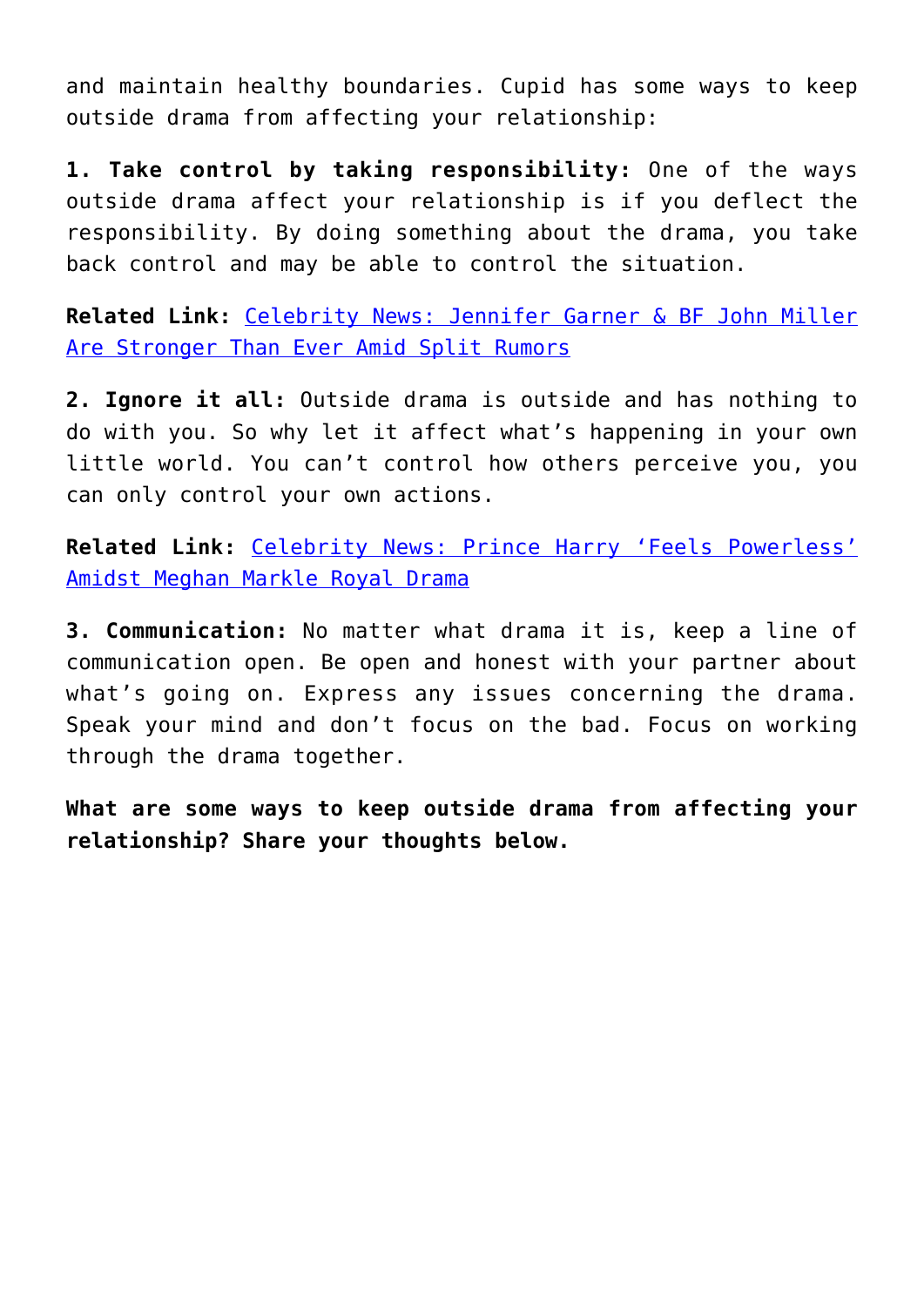and maintain healthy boundaries. Cupid has some ways to keep outside drama from affecting your relationship:

**1. Take control by taking responsibility:** One of the ways outside drama affect your relationship is if you deflect the responsibility. By doing something about the drama, you take back control and may be able to control the situation.

**Related Link:** Celebrity News: Jennifer Garner & BF John Miller Are Stronger Than Ever Amid Split Rumors

**2. Ignore it all:** Outside drama is outside and has nothing to do with you. So why let it affect what's happening in your own little world. You can't control how others perceive you, you can only control your own actions.

**Related Link:** Celebrity News: Prince Harry 'Feels Powerless' Amidst Meghan Markle Royal Drama

**3. Communication:** No matter what drama it is, keep a line of communication open. Be open and honest with your partner about what's going on. Express any issues concerning the drama. Speak your mind and don't focus on the bad. Focus on working through the drama together.

**What are some ways to keep outside drama from affecting your relationship? Share your thoughts below.**